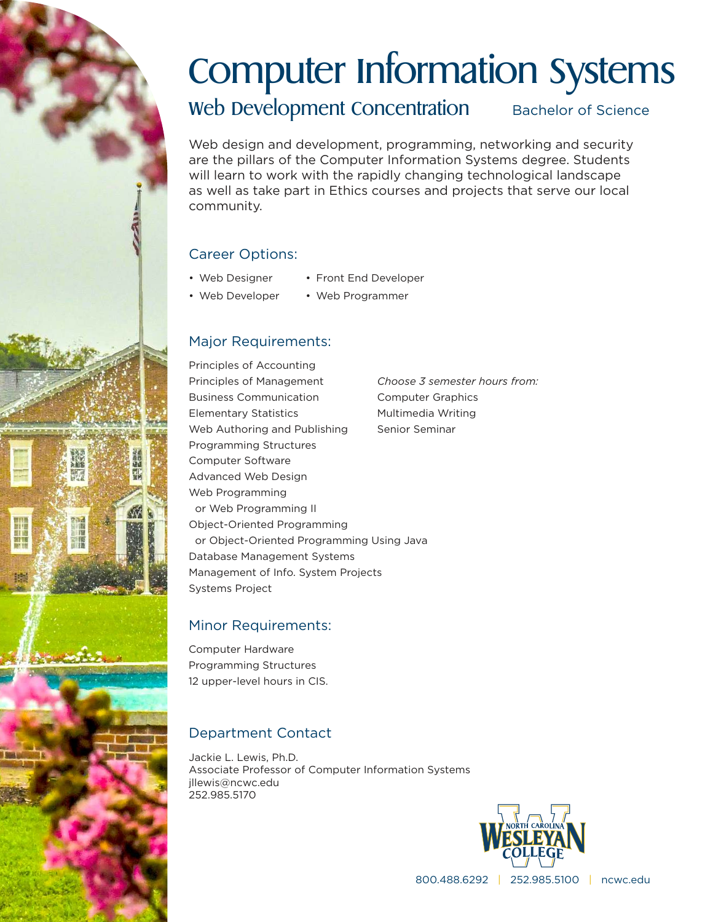# Computer Information Systems

## Web Development Concentration

Bachelor of Science

Web design and development, programming, networking and security are the pillars of the Computer Information Systems degree. Students will learn to work with the rapidly changing technological landscape as well as take part in Ethics courses and projects that serve our local community.

### Career Options:

- Web Designer
- Web Developer
- Front End Developer
- Web Programmer

### Major Requirements:

Principles of Accounting
Principles of Management
Business Communication
Elementary Statistics
Web Authoring and Publishing
Programming Structures
Computer Software
Advanced Web Design
Web Programming
  or Web Programming II
Object-Oriented Programming
  or Object-Oriented Programming Using Java
Database Management Systems
Management of Info. System Projects
Systems Project

*Choose 3 semester hours from:*
Computer Graphics
Multimedia Writing
Senior Seminar

### Minor Requirements:

Computer Hardware
Programming Structures
12 upper-level hours in CIS.

### Department Contact

Jackie L. Lewis, Ph.D.
Associate Professor of Computer Information Systems
jllewis@ncwc.edu
252.985.5170

NORTH CAROLINA WESLEYAN COLLEGE

800.488.6292 | 252.985.5100 | ncwc.edu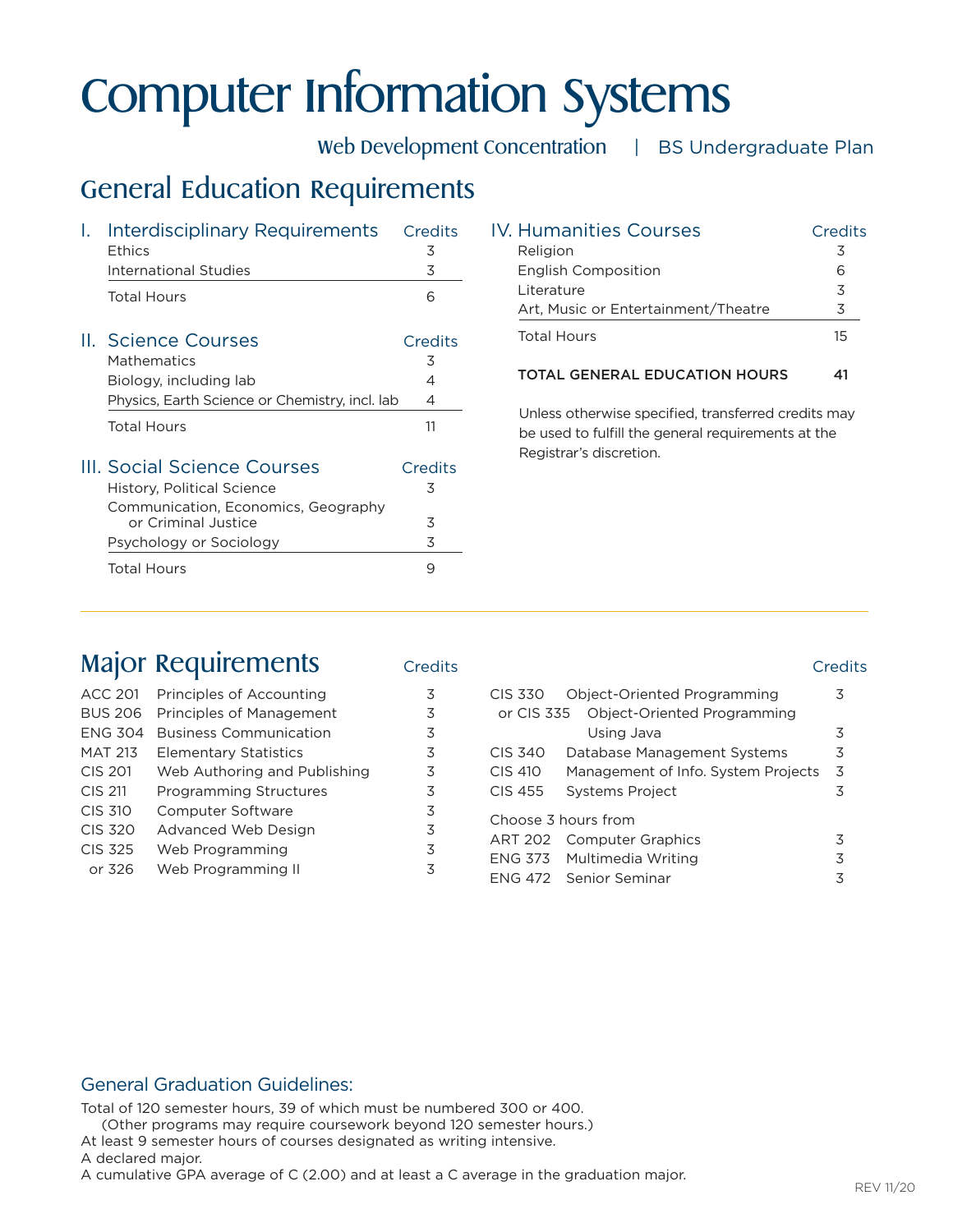# Computer Information Systems

**Web Development Concentration** | BS Undergraduate Plan

## General Education Requirements

### I. Interdisciplinary Requirements

| | Credits |
|---|---|
| Ethics | 3 |
| International Studies | 3 |
| Total Hours | 6 |

### II. Science Courses

| | Credits |
|---|---|
| Mathematics | 3 |
| Biology, including lab | 4 |
| Physics, Earth Science or Chemistry, incl. lab | 4 |
| Total Hours | 11 |

### III. Social Science Courses

| | Credits |
|---|---|
| History, Political Science | 3 |
| Communication, Economics, Geography or Criminal Justice | 3 |
| Psychology or Sociology | 3 |
| Total Hours | 9 |

### IV. Humanities Courses

| | Credits |
|---|---|
| Religion | 3 |
| English Composition | 6 |
| Literature | 3 |
| Art, Music or Entertainment/Theatre | 3 |
| Total Hours | 15 |

**TOTAL GENERAL EDUCATION HOURS 41**

Unless otherwise specified, transferred credits may be used to fulfill the general requirements at the Registrar's discretion.

## Major Requirements

| Course | Title | Credits |
|---|---|---|
| ACC 201 | Principles of Accounting | 3 |
| BUS 206 | Principles of Management | 3 |
| ENG 304 | Business Communication | 3 |
| MAT 213 | Elementary Statistics | 3 |
| CIS 201 | Web Authoring and Publishing | 3 |
| CIS 211 | Programming Structures | 3 |
| CIS 310 | Computer Software | 3 |
| CIS 320 | Advanced Web Design | 3 |
| CIS 325 | Web Programming | 3 |
| or 326 | Web Programming II | 3 |
| CIS 330 | Object-Oriented Programming | 3 |
| or CIS 335 | Object-Oriented Programming Using Java | 3 |
| CIS 340 | Database Management Systems | 3 |
| CIS 410 | Management of Info. System Projects | 3 |
| CIS 455 | Systems Project | 3 |

Choose 3 hours from

| Course | Title | Credits |
|---|---|---|
| ART 202 | Computer Graphics | 3 |
| ENG 373 | Multimedia Writing | 3 |
| ENG 472 | Senior Seminar | 3 |

### General Graduation Guidelines:

Total of 120 semester hours, 39 of which must be numbered 300 or 400.
(Other programs may require coursework beyond 120 semester hours.)
At least 9 semester hours of courses designated as writing intensive.
A declared major.
A cumulative GPA average of C (2.00) and at least a C average in the graduation major.

REV 11/20